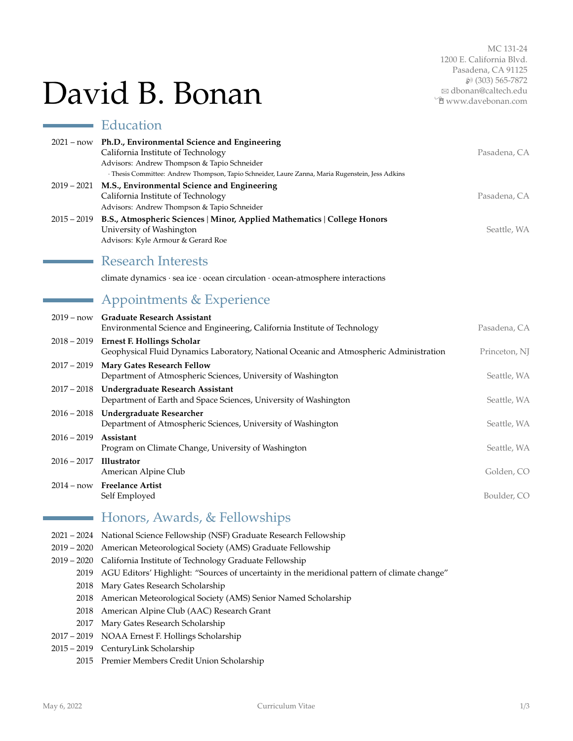# David B. Bonan

MC 131-24
1200 E. California Blvd.
Pasadena, CA 91125
(303) 565-7872
dbonan@caltech.edu
www.davebonan.com

## Education

**2021 – now** **Ph.D., Environmental Science and Engineering**
California Institute of Technology — Pasadena, CA
Advisors: Andrew Thompson & Tapio Schneider
· Thesis Committee: Andrew Thompson, Tapio Schneider, Laure Zanna, Maria Rugenstein, Jess Adkins

**2019 – 2021** **M.S., Environmental Science and Engineering**
California Institute of Technology — Pasadena, CA
Advisors: Andrew Thompson & Tapio Schneider

**2015 – 2019** **B.S., Atmospheric Sciences | Minor, Applied Mathematics | College Honors**
University of Washington — Seattle, WA
Advisors: Kyle Armour & Gerard Roe

## Research Interests

climate dynamics · sea ice · ocean circulation · ocean-atmosphere interactions

## Appointments & Experience

**2019 – now** **Graduate Research Assistant**
Environmental Science and Engineering, California Institute of Technology — Pasadena, CA

**2018 – 2019** **Ernest F. Hollings Scholar**
Geophysical Fluid Dynamics Laboratory, National Oceanic and Atmospheric Administration — Princeton, NJ

**2017 – 2019** **Mary Gates Research Fellow**
Department of Atmospheric Sciences, University of Washington — Seattle, WA

**2017 – 2018** **Undergraduate Research Assistant**
Department of Earth and Space Sciences, University of Washington — Seattle, WA

**2016 – 2018** **Undergraduate Researcher**
Department of Atmospheric Sciences, University of Washington — Seattle, WA

**2016 – 2019** **Assistant**
Program on Climate Change, University of Washington — Seattle, WA

**2016 – 2017** **Illustrator**
American Alpine Club — Golden, CO

**2014 – now** **Freelance Artist**
Self Employed — Boulder, CO

## Honors, Awards, & Fellowships

- 2021 – 2024 National Science Fellowship (NSF) Graduate Research Fellowship
- 2019 – 2020 American Meteorological Society (AMS) Graduate Fellowship
- 2019 – 2020 California Institute of Technology Graduate Fellowship
- 2019 AGU Editors' Highlight: "Sources of uncertainty in the meridional pattern of climate change"
- 2018 Mary Gates Research Scholarship
- 2018 American Meteorological Society (AMS) Senior Named Scholarship
- 2018 American Alpine Club (AAC) Research Grant
- 2017 Mary Gates Research Scholarship
- 2017 – 2019 NOAA Ernest F. Hollings Scholarship
- 2015 – 2019 CenturyLink Scholarship
- 2015 Premier Members Credit Union Scholarship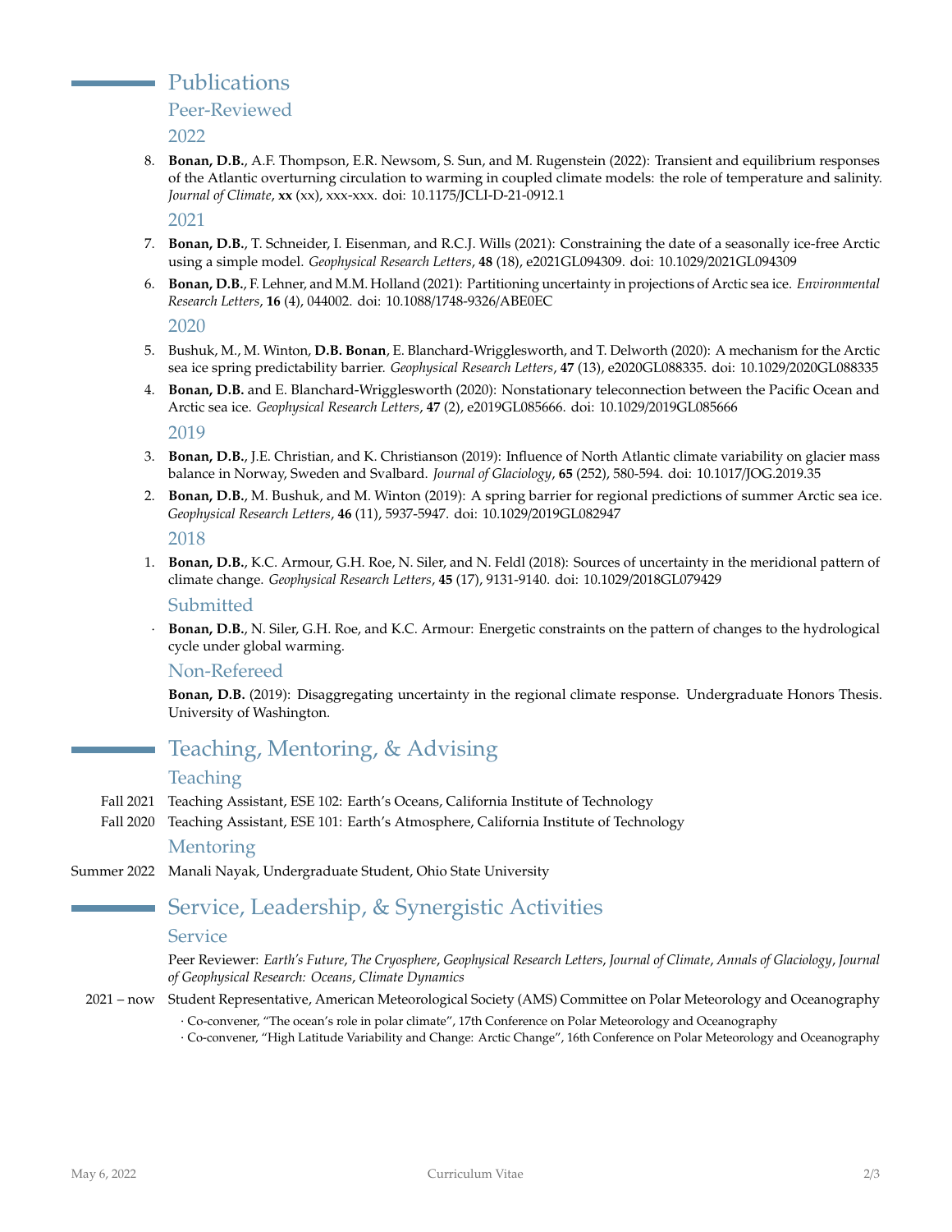# Publications

## Peer-Reviewed

### 2022

8. **Bonan, D.B.**, A.F. Thompson, E.R. Newsom, S. Sun, and M. Rugenstein (2022): Transient and equilibrium responses of the Atlantic overturning circulation to warming in coupled climate models: the role of temperature and salinity. *Journal of Climate*, **xx** (xx), xxx-xxx. doi: 10.1175/JCLI-D-21-0912.1

### 2021

7. **Bonan, D.B.**, T. Schneider, I. Eisenman, and R.C.J. Wills (2021): Constraining the date of a seasonally ice-free Arctic using a simple model. *Geophysical Research Letters*, **48** (18), e2021GL094309. doi: 10.1029/2021GL094309
6. **Bonan, D.B.**, F. Lehner, and M.M. Holland (2021): Partitioning uncertainty in projections of Arctic sea ice. *Environmental Research Letters*, **16** (4), 044002. doi: 10.1088/1748-9326/ABE0EC

### 2020

5. Bushuk, M., M. Winton, **D.B. Bonan**, E. Blanchard-Wrigglesworth, and T. Delworth (2020): A mechanism for the Arctic sea ice spring predictability barrier. *Geophysical Research Letters*, **47** (13), e2020GL088335. doi: 10.1029/2020GL088335
4. **Bonan, D.B.** and E. Blanchard-Wrigglesworth (2020): Nonstationary teleconnection between the Pacific Ocean and Arctic sea ice. *Geophysical Research Letters*, **47** (2), e2019GL085666. doi: 10.1029/2019GL085666

### 2019

3. **Bonan, D.B.**, J.E. Christian, and K. Christianson (2019): Influence of North Atlantic climate variability on glacier mass balance in Norway, Sweden and Svalbard. *Journal of Glaciology*, **65** (252), 580-594. doi: 10.1017/JOG.2019.35
2. **Bonan, D.B.**, M. Bushuk, and M. Winton (2019): A spring barrier for regional predictions of summer Arctic sea ice. *Geophysical Research Letters*, **46** (11), 5937-5947. doi: 10.1029/2019GL082947

### 2018

1. **Bonan, D.B.**, K.C. Armour, G.H. Roe, N. Siler, and N. Feldl (2018): Sources of uncertainty in the meridional pattern of climate change. *Geophysical Research Letters*, **45** (17), 9131-9140. doi: 10.1029/2018GL079429

## Submitted

- **Bonan, D.B.**, N. Siler, G.H. Roe, and K.C. Armour: Energetic constraints on the pattern of changes to the hydrological cycle under global warming.

## Non-Refereed

**Bonan, D.B.** (2019): Disaggregating uncertainty in the regional climate response. Undergraduate Honors Thesis. University of Washington.

# Teaching, Mentoring, & Advising

## Teaching

Fall 2021 Teaching Assistant, ESE 102: Earth's Oceans, California Institute of Technology

Fall 2020 Teaching Assistant, ESE 101: Earth's Atmosphere, California Institute of Technology

## Mentoring

Summer 2022 Manali Nayak, Undergraduate Student, Ohio State University

# Service, Leadership, & Synergistic Activities

## Service

Peer Reviewer: *Earth's Future*, *The Cryosphere*, *Geophysical Research Letters*, *Journal of Climate*, *Annals of Glaciology*, *Journal of Geophysical Research: Oceans*, *Climate Dynamics*

2021 – now Student Representative, American Meteorological Society (AMS) Committee on Polar Meteorology and Oceanography

- Co-convener, "The ocean's role in polar climate", 17th Conference on Polar Meteorology and Oceanography
- Co-convener, "High Latitude Variability and Change: Arctic Change", 16th Conference on Polar Meteorology and Oceanography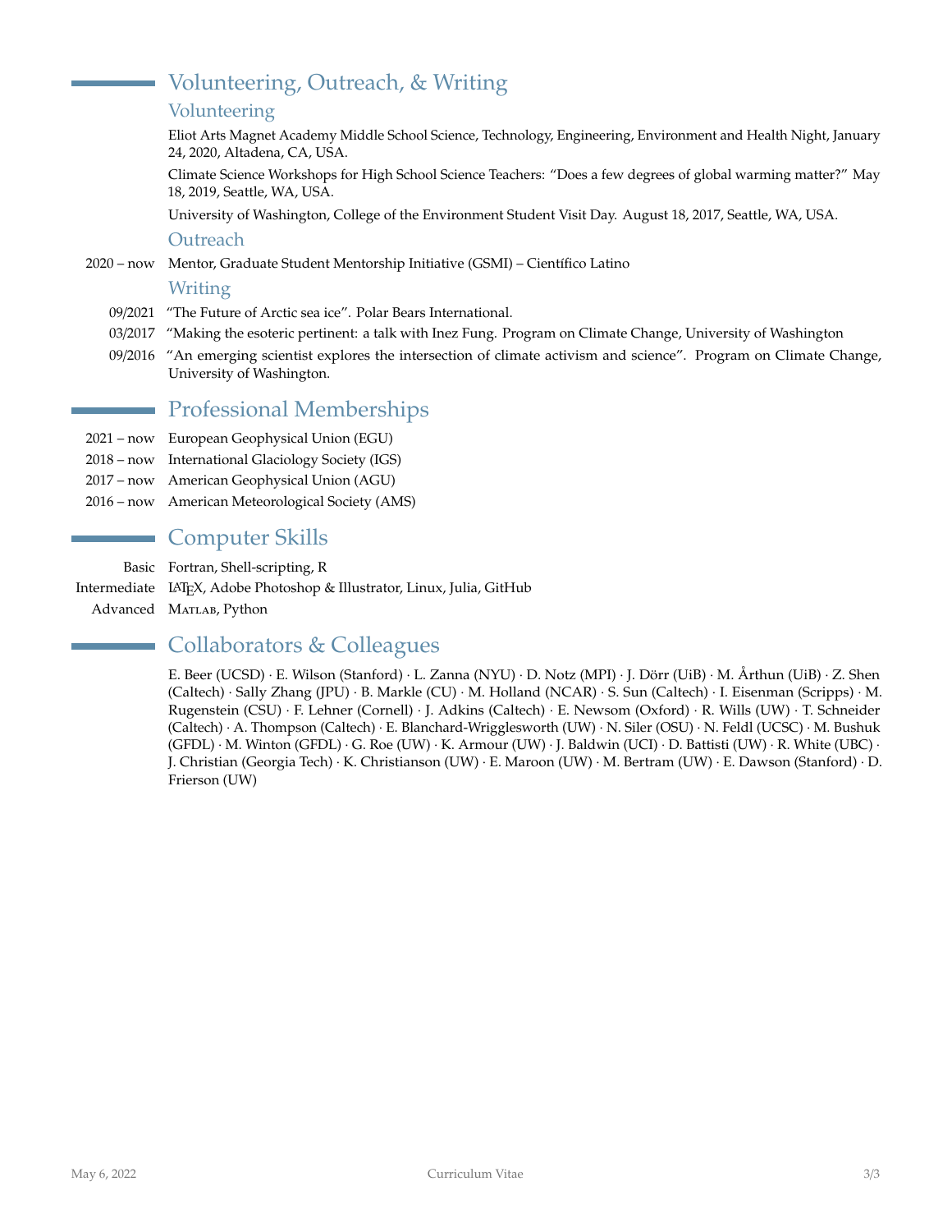## Volunteering, Outreach, & Writing

### Volunteering

Eliot Arts Magnet Academy Middle School Science, Technology, Engineering, Environment and Health Night, January 24, 2020, Altadena, CA, USA.

Climate Science Workshops for High School Science Teachers: "Does a few degrees of global warming matter?" May 18, 2019, Seattle, WA, USA.

University of Washington, College of the Environment Student Visit Day. August 18, 2017, Seattle, WA, USA.

### Outreach

2020 – now Mentor, Graduate Student Mentorship Initiative (GSMI) – Científico Latino

### Writing

09/2021 "The Future of Arctic sea ice". Polar Bears International.

03/2017 "Making the esoteric pertinent: a talk with Inez Fung. Program on Climate Change, University of Washington

09/2016 "An emerging scientist explores the intersection of climate activism and science". Program on Climate Change, University of Washington.

## Professional Memberships

2021 – now European Geophysical Union (EGU)

2018 – now International Glaciology Society (IGS)

2017 – now American Geophysical Union (AGU)

2016 – now American Meteorological Society (AMS)

## Computer Skills

Basic Fortran, Shell-scripting, R

Intermediate LaTeX, Adobe Photoshop & Illustrator, Linux, Julia, GitHub

Advanced Matlab, Python

## Collaborators & Colleagues

E. Beer (UCSD) · E. Wilson (Stanford) · L. Zanna (NYU) · D. Notz (MPI) · J. Dörr (UiB) · M. Årthun (UiB) · Z. Shen (Caltech) · Sally Zhang (JPU) · B. Markle (CU) · M. Holland (NCAR) · S. Sun (Caltech) · I. Eisenman (Scripps) · M. Rugenstein (CSU) · F. Lehner (Cornell) · J. Adkins (Caltech) · E. Newsom (Oxford) · R. Wills (UW) · T. Schneider (Caltech) · A. Thompson (Caltech) · E. Blanchard-Wrigglesworth (UW) · N. Siler (OSU) · N. Feldl (UCSC) · M. Bushuk (GFDL) · M. Winton (GFDL) · G. Roe (UW) · K. Armour (UW) · J. Baldwin (UCI) · D. Battisti (UW) · R. White (UBC) · J. Christian (Georgia Tech) · K. Christianson (UW) · E. Maroon (UW) · M. Bertram (UW) · E. Dawson (Stanford) · D. Frierson (UW)